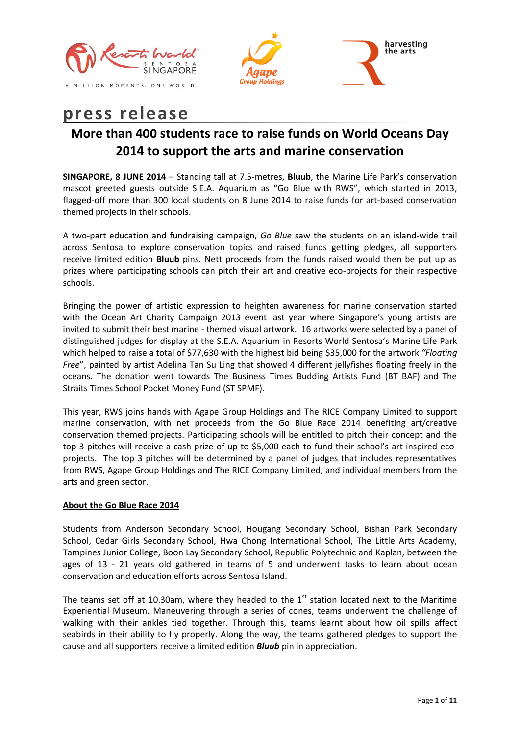# press release

## More than 400 students race to raise funds on World Oceans Day 2014 to support the arts and marine conservation

**SINGAPORE, 8 JUNE 2014** – Standing tall at 7.5-metres, **Bluub**, the Marine Life Park's conservation mascot greeted guests outside S.E.A. Aquarium as "Go Blue with RWS", which started in 2013, flagged-off more than 300 local students on 8 June 2014 to raise funds for art-based conservation themed projects in their schools.

A two-part education and fundraising campaign, *Go Blue* saw the students on an island-wide trail across Sentosa to explore conservation topics and raised funds getting pledges, all supporters receive limited edition **Bluub** pins. Nett proceeds from the funds raised would then be put up as prizes where participating schools can pitch their art and creative eco-projects for their respective schools.

Bringing the power of artistic expression to heighten awareness for marine conservation started with the Ocean Art Charity Campaign 2013 event last year where Singapore's young artists are invited to submit their best marine - themed visual artwork. 16 artworks were selected by a panel of distinguished judges for display at the S.E.A. Aquarium in Resorts World Sentosa's Marine Life Park which helped to raise a total of $77,630 with the highest bid being $35,000 for the artwork *"Floating Free*", painted by artist Adelina Tan Su Ling that showed 4 different jellyfishes floating freely in the oceans. The donation went towards The Business Times Budding Artists Fund (BT BAF) and The Straits Times School Pocket Money Fund (ST SPMF).

This year, RWS joins hands with Agape Group Holdings and The RICE Company Limited to support marine conservation, with net proceeds from the Go Blue Race 2014 benefiting art/creative conservation themed projects. Participating schools will be entitled to pitch their concept and the top 3 pitches will receive a cash prize of up to $5,000 each to fund their school's art-inspired eco-projects. The top 3 pitches will be determined by a panel of judges that includes representatives from RWS, Agape Group Holdings and The RICE Company Limited, and individual members from the arts and green sector.

**About the Go Blue Race 2014**

Students from Anderson Secondary School, Hougang Secondary School, Bishan Park Secondary School, Cedar Girls Secondary School, Hwa Chong International School, The Little Arts Academy, Tampines Junior College, Boon Lay Secondary School, Republic Polytechnic and Kaplan, between the ages of 13 - 21 years old gathered in teams of 5 and underwent tasks to learn about ocean conservation and education efforts across Sentosa Island.

The teams set off at 10.30am, where they headed to the 1st station located next to the Maritime Experiential Museum. Maneuvering through a series of cones, teams underwent the challenge of walking with their ankles tied together. Through this, teams learnt about how oil spills affect seabirds in their ability to fly properly. Along the way, the teams gathered pledges to support the cause and all supporters receive a limited edition ***Bluub*** pin in appreciation.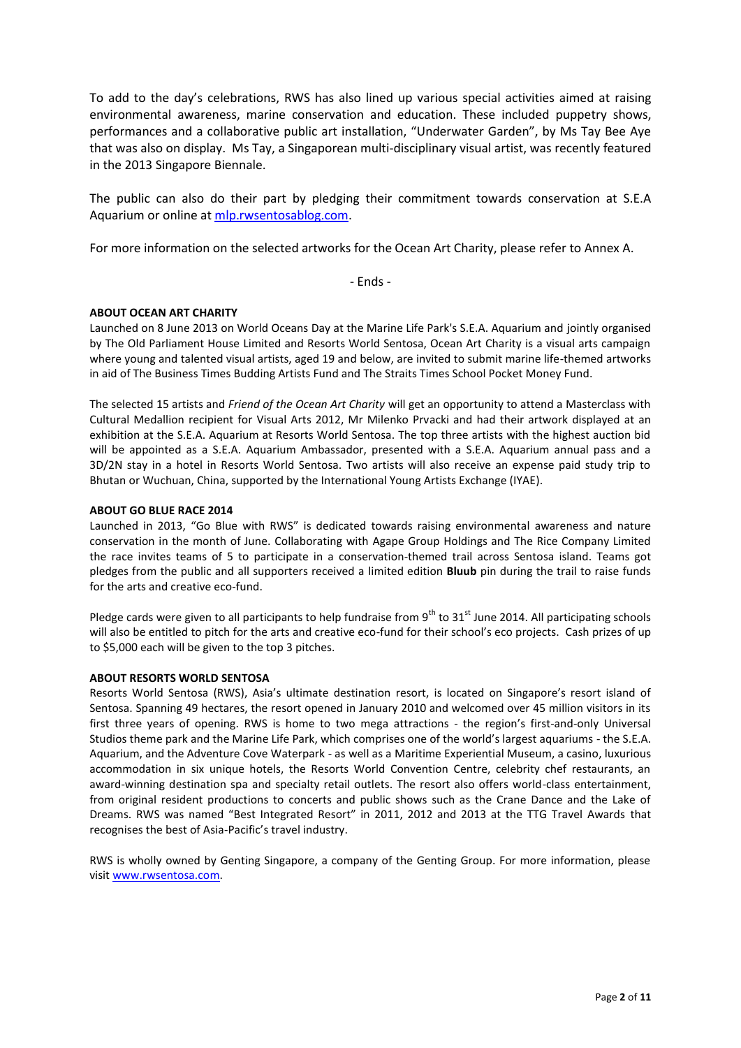To add to the day's celebrations, RWS has also lined up various special activities aimed at raising environmental awareness, marine conservation and education. These included puppetry shows, performances and a collaborative public art installation, "Underwater Garden", by Ms Tay Bee Aye that was also on display. Ms Tay, a Singaporean multi-disciplinary visual artist, was recently featured in the 2013 Singapore Biennale.

The public can also do their part by pledging their commitment towards conservation at S.E.A Aquarium or online at [mlp.rwsentosablog.com](mlp.rwsentosablog.com).

For more information on the selected artworks for the Ocean Art Charity, please refer to Annex A.

- Ends -

**ABOUT OCEAN ART CHARITY**

Launched on 8 June 2013 on World Oceans Day at the Marine Life Park's S.E.A. Aquarium and jointly organised by The Old Parliament House Limited and Resorts World Sentosa, Ocean Art Charity is a visual arts campaign where young and talented visual artists, aged 19 and below, are invited to submit marine life-themed artworks in aid of The Business Times Budding Artists Fund and The Straits Times School Pocket Money Fund.

The selected 15 artists and *Friend of the Ocean Art Charity* will get an opportunity to attend a Masterclass with Cultural Medallion recipient for Visual Arts 2012, Mr Milenko Prvacki and had their artwork displayed at an exhibition at the S.E.A. Aquarium at Resorts World Sentosa. The top three artists with the highest auction bid will be appointed as a S.E.A. Aquarium Ambassador, presented with a S.E.A. Aquarium annual pass and a 3D/2N stay in a hotel in Resorts World Sentosa. Two artists will also receive an expense paid study trip to Bhutan or Wuchuan, China, supported by the International Young Artists Exchange (IYAE).

**ABOUT GO BLUE RACE 2014**

Launched in 2013, "Go Blue with RWS" is dedicated towards raising environmental awareness and nature conservation in the month of June. Collaborating with Agape Group Holdings and The Rice Company Limited the race invites teams of 5 to participate in a conservation-themed trail across Sentosa island. Teams got pledges from the public and all supporters received a limited edition **Bluub** pin during the trail to raise funds for the arts and creative eco-fund.

Pledge cards were given to all participants to help fundraise from 9th to 31st June 2014. All participating schools will also be entitled to pitch for the arts and creative eco-fund for their school's eco projects. Cash prizes of up to $5,000 each will be given to the top 3 pitches.

**ABOUT RESORTS WORLD SENTOSA**

Resorts World Sentosa (RWS), Asia's ultimate destination resort, is located on Singapore's resort island of Sentosa. Spanning 49 hectares, the resort opened in January 2010 and welcomed over 45 million visitors in its first three years of opening. RWS is home to two mega attractions - the region's first-and-only Universal Studios theme park and the Marine Life Park, which comprises one of the world's largest aquariums - the S.E.A. Aquarium, and the Adventure Cove Waterpark - as well as a Maritime Experiential Museum, a casino, luxurious accommodation in six unique hotels, the Resorts World Convention Centre, celebrity chef restaurants, an award-winning destination spa and specialty retail outlets. The resort also offers world-class entertainment, from original resident productions to concerts and public shows such as the Crane Dance and the Lake of Dreams. RWS was named "Best Integrated Resort" in 2011, 2012 and 2013 at the TTG Travel Awards that recognises the best of Asia-Pacific's travel industry.

RWS is wholly owned by Genting Singapore, a company of the Genting Group. For more information, please visit [www.rwsentosa.com](www.rwsentosa.com).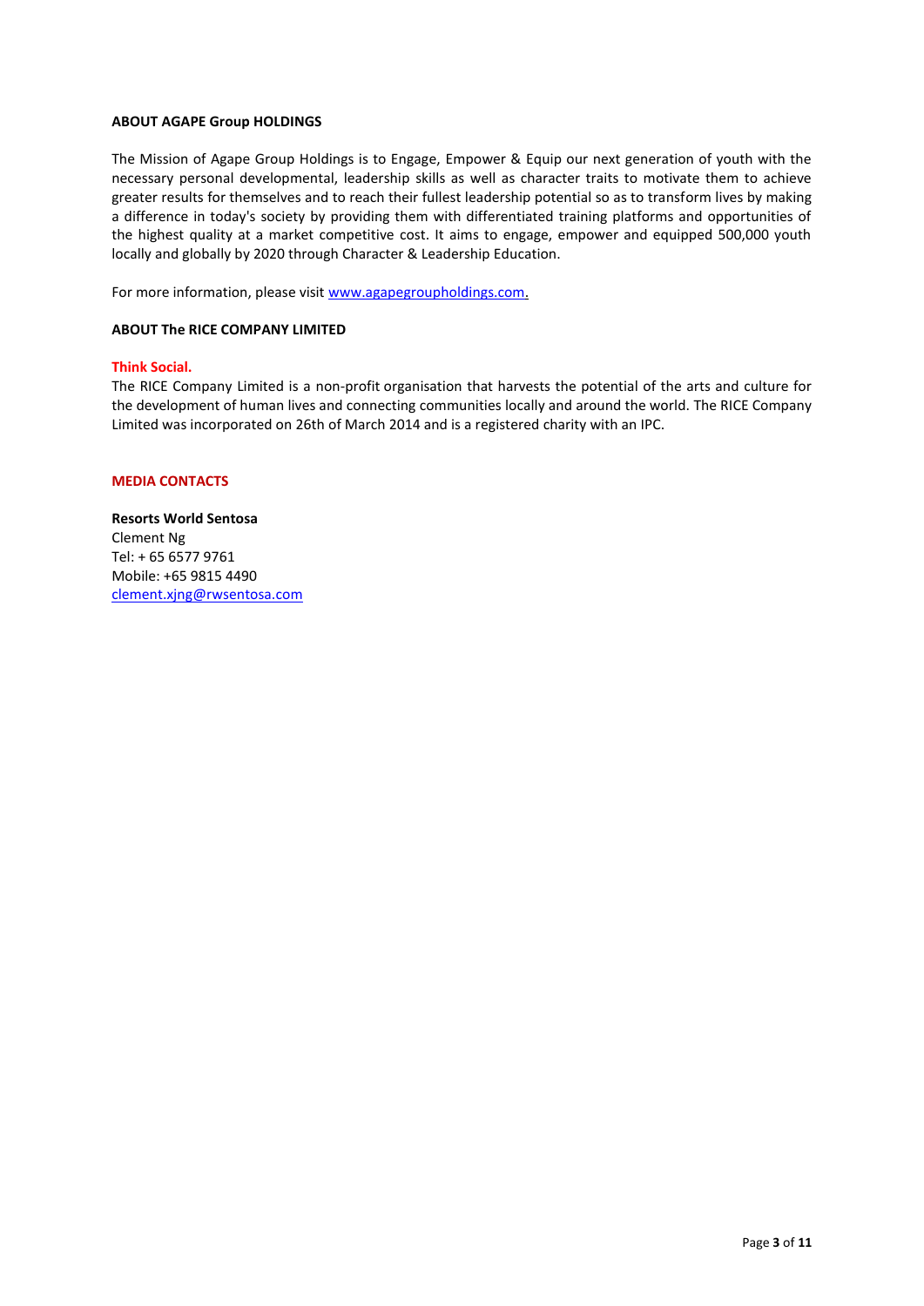**ABOUT AGAPE Group HOLDINGS**

The Mission of Agape Group Holdings is to Engage, Empower & Equip our next generation of youth with the necessary personal developmental, leadership skills as well as character traits to motivate them to achieve greater results for themselves and to reach their fullest leadership potential so as to transform lives by making a difference in today's society by providing them with differentiated training platforms and opportunities of the highest quality at a market competitive cost. It aims to engage, empower and equipped 500,000 youth locally and globally by 2020 through Character & Leadership Education.

For more information, please visit www.agapegroupholdings.com.

**ABOUT The RICE COMPANY LIMITED**

**Think Social.**
The RICE Company Limited is a non-profit organisation that harvests the potential of the arts and culture for the development of human lives and connecting communities locally and around the world. The RICE Company Limited was incorporated on 26th of March 2014 and is a registered charity with an IPC.

**MEDIA CONTACTS**

**Resorts World Sentosa**
Clement Ng
Tel: + 65 6577 9761
Mobile: +65 9815 4490
clement.xjng@rwsentosa.com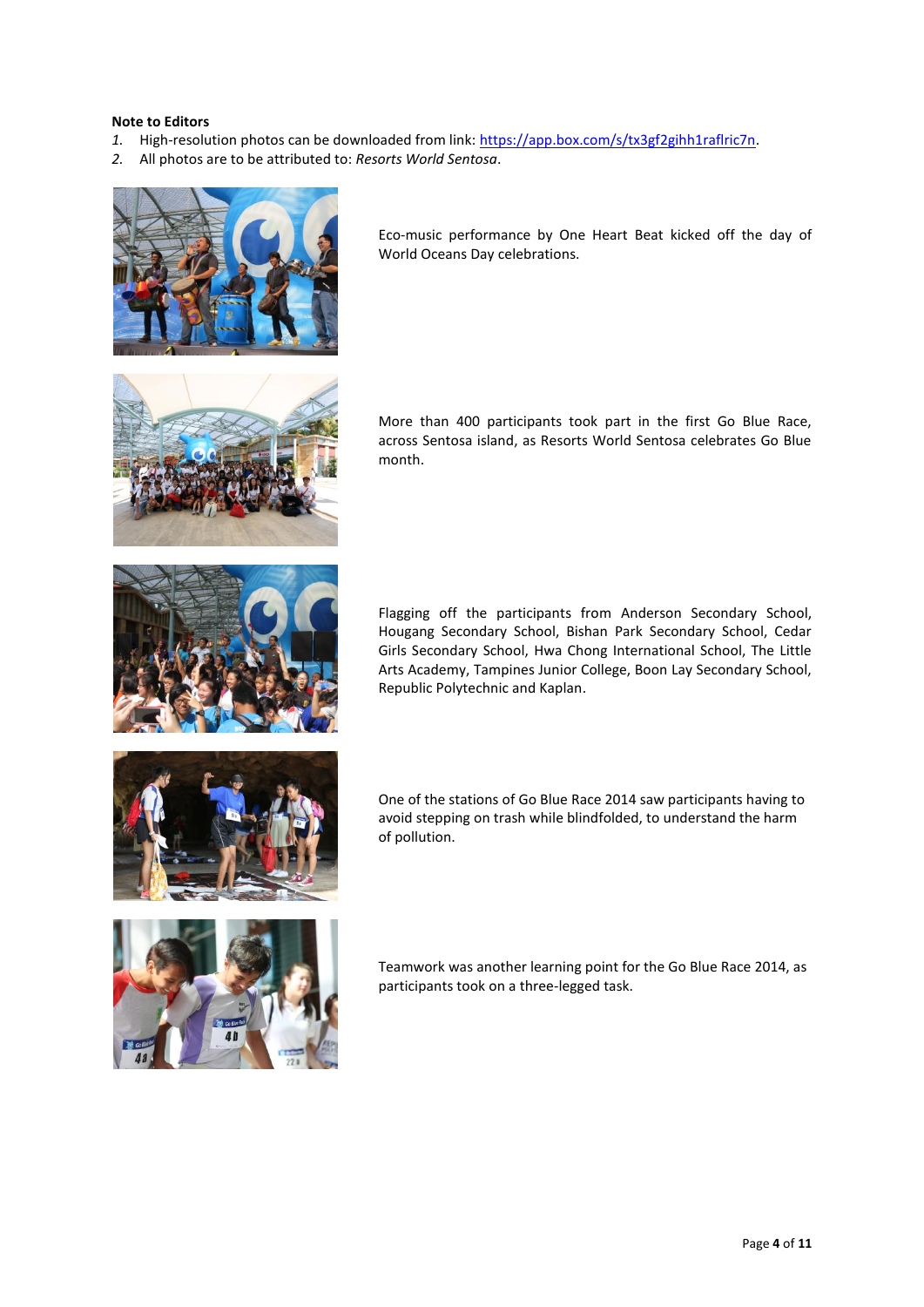**Note to Editors**

1. High-resolution photos can be downloaded from link: [https://app.box.com/s/tx3gf2gihh1raflric7n](https://app.box.com/s/tx3gf2gihh1raflric7n).
2. All photos are to be attributed to: *Resorts World Sentosa*.

Eco-music performance by One Heart Beat kicked off the day of World Oceans Day celebrations.

More than 400 participants took part in the first Go Blue Race, across Sentosa island, as Resorts World Sentosa celebrates Go Blue month.

Flagging off the participants from Anderson Secondary School, Hougang Secondary School, Bishan Park Secondary School, Cedar Girls Secondary School, Hwa Chong International School, The Little Arts Academy, Tampines Junior College, Boon Lay Secondary School, Republic Polytechnic and Kaplan.

One of the stations of Go Blue Race 2014 saw participants having to avoid stepping on trash while blindfolded, to understand the harm of pollution.

Teamwork was another learning point for the Go Blue Race 2014, as participants took on a three-legged task.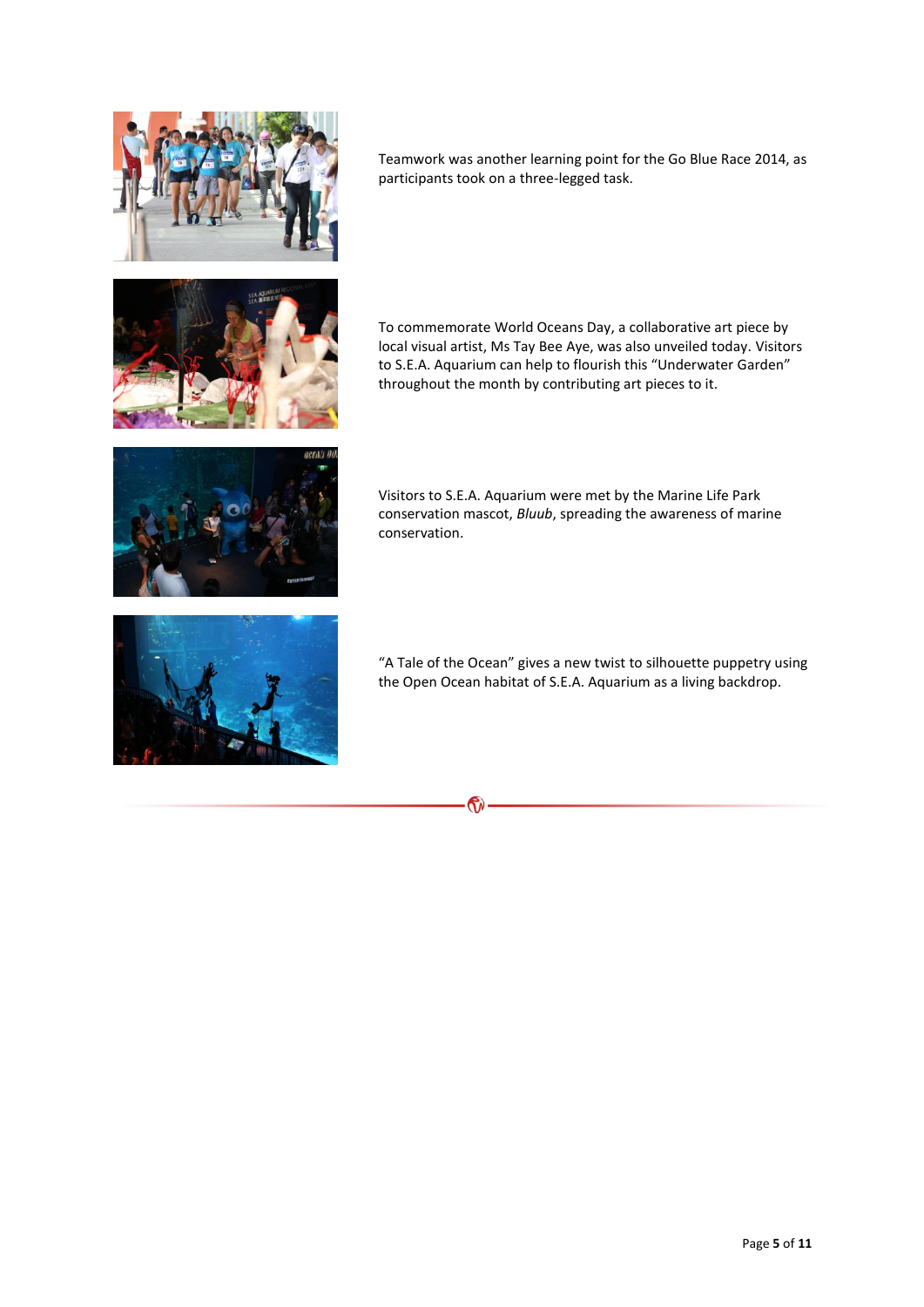Teamwork was another learning point for the Go Blue Race 2014, as participants took on a three-legged task.

To commemorate World Oceans Day, a collaborative art piece by local visual artist, Ms Tay Bee Aye, was also unveiled today. Visitors to S.E.A. Aquarium can help to flourish this "Underwater Garden" throughout the month by contributing art pieces to it.

Visitors to S.E.A. Aquarium were met by the Marine Life Park conservation mascot, *Bluub*, spreading the awareness of marine conservation.

"A Tale of the Ocean" gives a new twist to silhouette puppetry using the Open Ocean habitat of S.E.A. Aquarium as a living backdrop.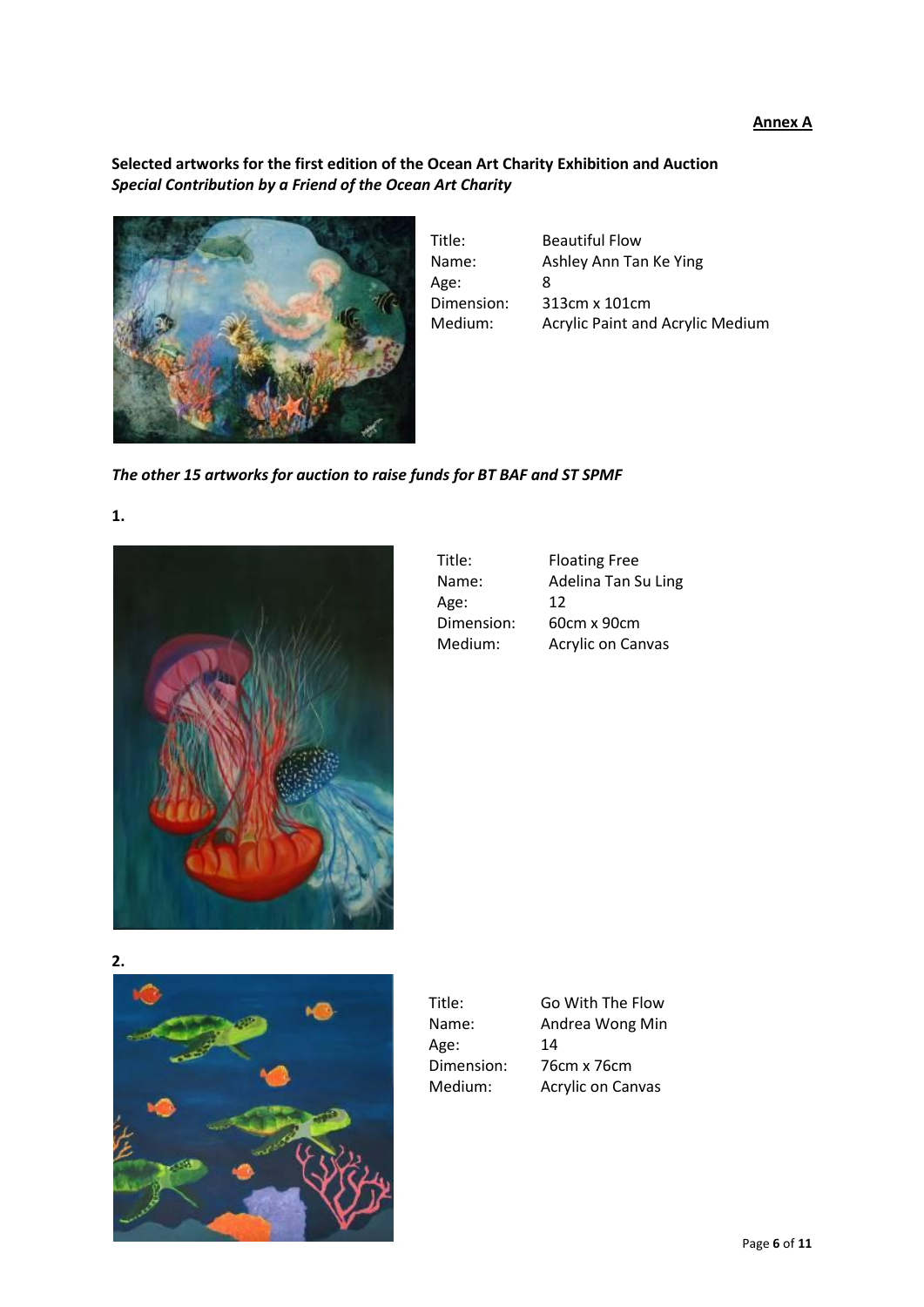**Annex A**

**Selected artworks for the first edition of the Ocean Art Charity Exhibition and Auction**
***Special Contribution by a Friend of the Ocean Art Charity***

| | |
|---|---|
| Title: | Beautiful Flow |
| Name: | Ashley Ann Tan Ke Ying |
| Age: | 8 |
| Dimension: | 313cm x 101cm |
| Medium: | Acrylic Paint and Acrylic Medium |

***The other 15 artworks for auction to raise funds for BT BAF and ST SPMF***

**1.**

| | |
|---|---|
| Title: | Floating Free |
| Name: | Adelina Tan Su Ling |
| Age: | 12 |
| Dimension: | 60cm x 90cm |
| Medium: | Acrylic on Canvas |

**2.**

| | |
|---|---|
| Title: | Go With The Flow |
| Name: | Andrea Wong Min |
| Age: | 14 |
| Dimension: | 76cm x 76cm |
| Medium: | Acrylic on Canvas |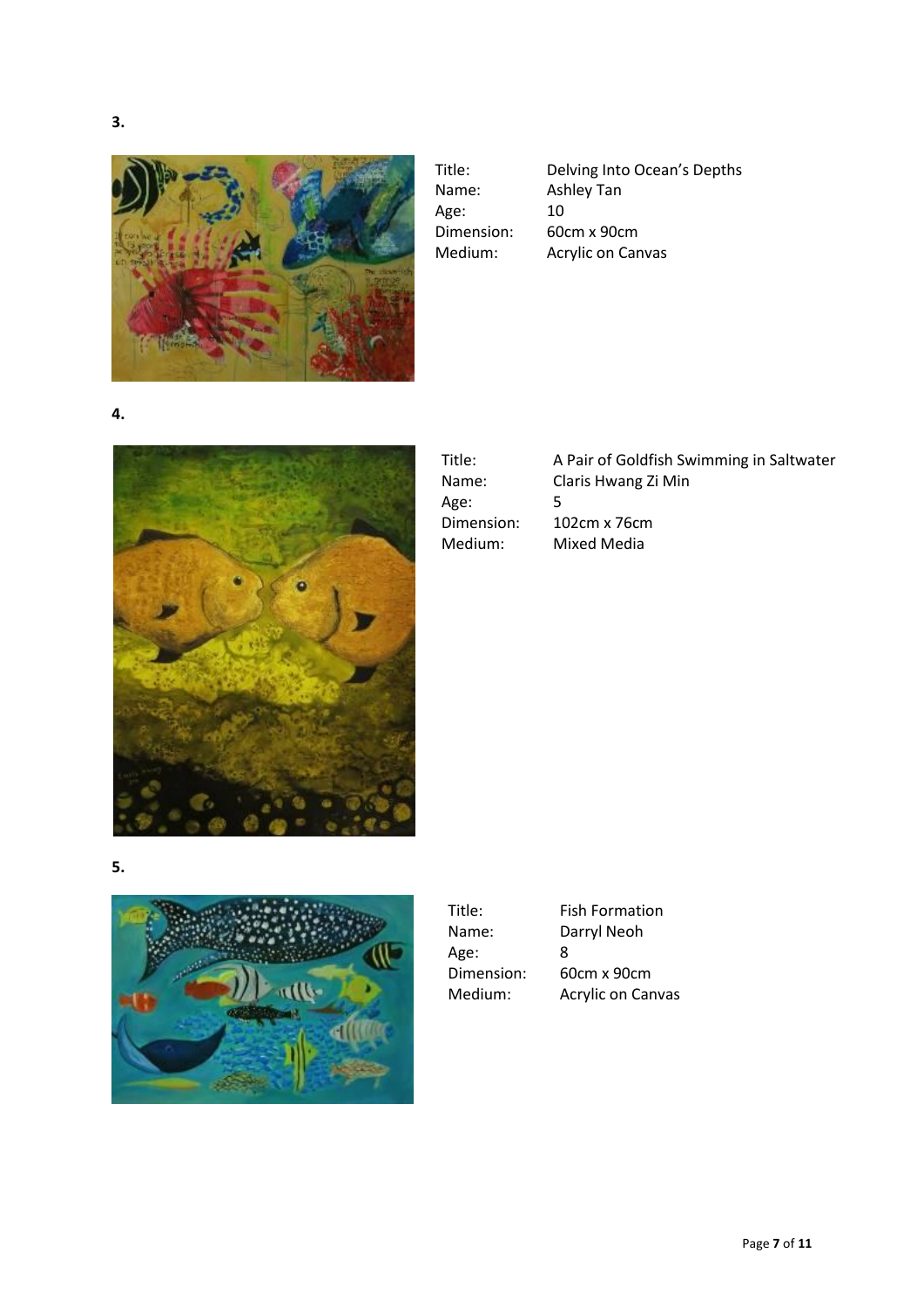3.

| | |
|---|---|
| Title: | Delving Into Ocean's Depths |
| Name: | Ashley Tan |
| Age: | 10 |
| Dimension: | 60cm x 90cm |
| Medium: | Acrylic on Canvas |

4.

| | |
|---|---|
| Title: | A Pair of Goldfish Swimming in Saltwater |
| Name: | Claris Hwang Zi Min |
| Age: | 5 |
| Dimension: | 102cm x 76cm |
| Medium: | Mixed Media |

5.

| | |
|---|---|
| Title: | Fish Formation |
| Name: | Darryl Neoh |
| Age: | 8 |
| Dimension: | 60cm x 90cm |
| Medium: | Acrylic on Canvas |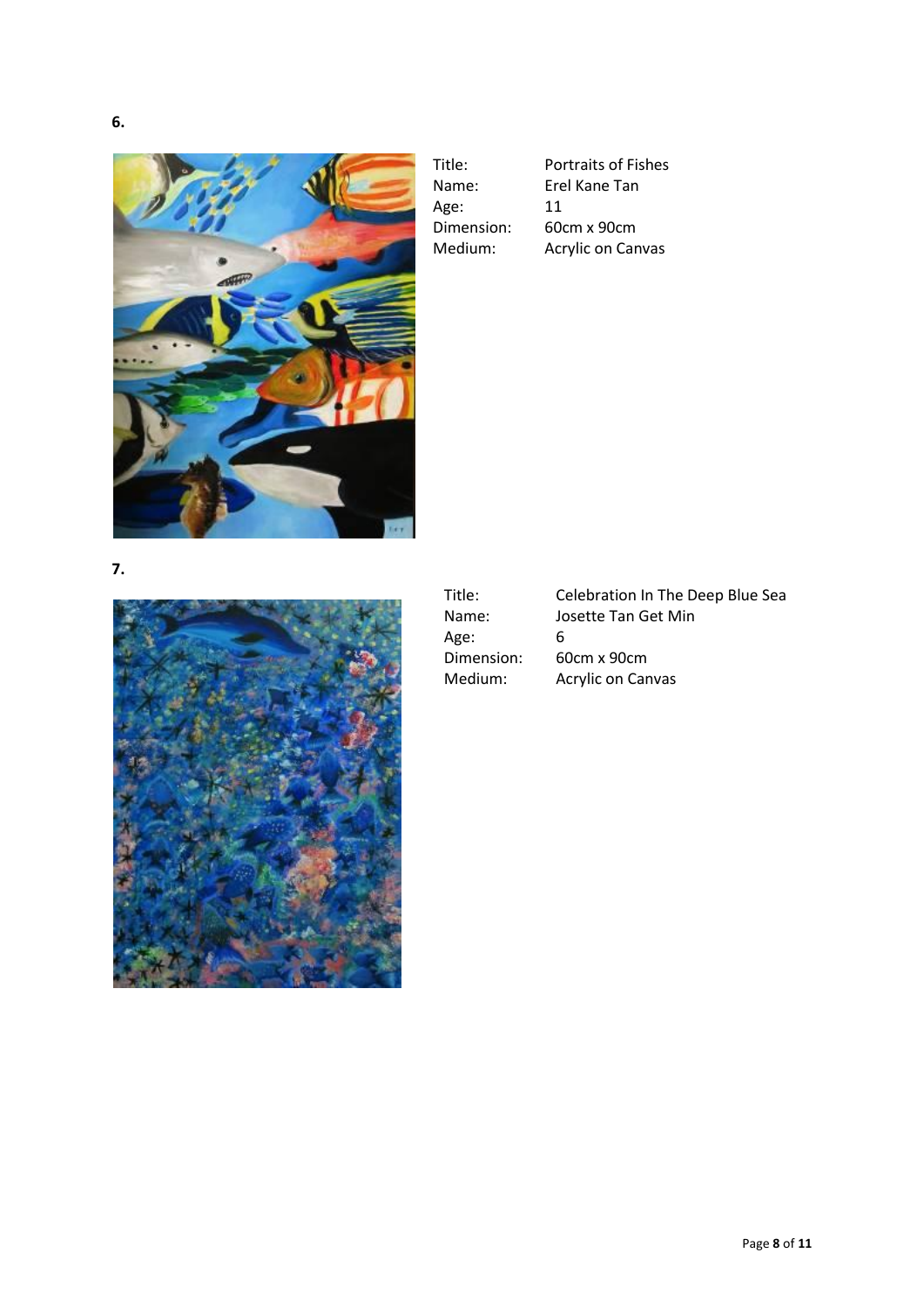6.

| | |
|---|---|
| Title: | Portraits of Fishes |
| Name: | Erel Kane Tan |
| Age: | 11 |
| Dimension: | 60cm x 90cm |
| Medium: | Acrylic on Canvas |

7.

| | |
|---|---|
| Title: | Celebration In The Deep Blue Sea |
| Name: | Josette Tan Get Min |
| Age: | 6 |
| Dimension: | 60cm x 90cm |
| Medium: | Acrylic on Canvas |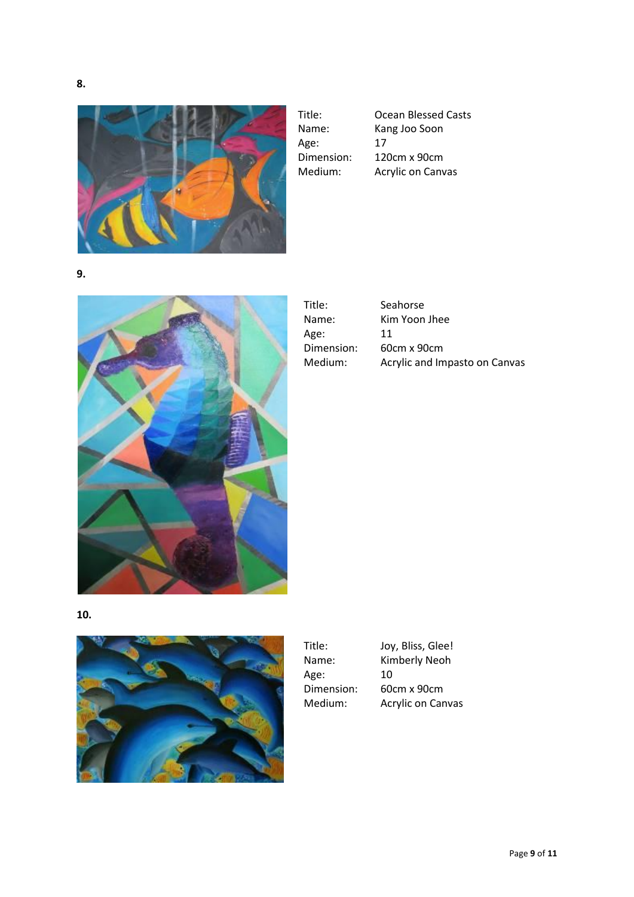**8.**

| | |
|---|---|
| Title: | Ocean Blessed Casts |
| Name: | Kang Joo Soon |
| Age: | 17 |
| Dimension: | 120cm x 90cm |
| Medium: | Acrylic on Canvas |

**9.**

| | |
|---|---|
| Title: | Seahorse |
| Name: | Kim Yoon Jhee |
| Age: | 11 |
| Dimension: | 60cm x 90cm |
| Medium: | Acrylic and Impasto on Canvas |

**10.**

| | |
|---|---|
| Title: | Joy, Bliss, Glee! |
| Name: | Kimberly Neoh |
| Age: | 10 |
| Dimension: | 60cm x 90cm |
| Medium: | Acrylic on Canvas |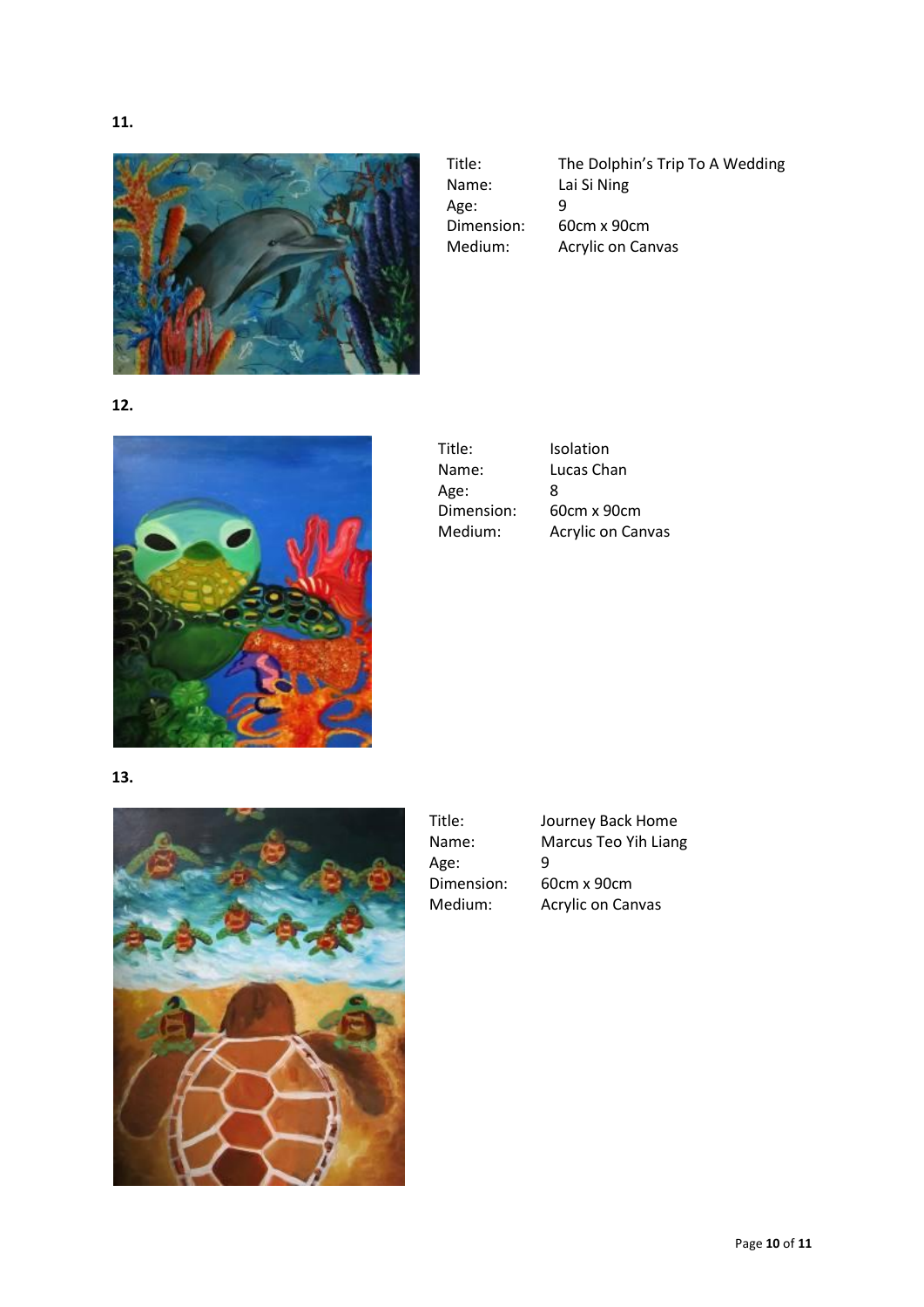**11.**

| Title: | The Dolphin's Trip To A Wedding |
|---|---|
| Name: | Lai Si Ning |
| Age: | 9 |
| Dimension: | 60cm x 90cm |
| Medium: | Acrylic on Canvas |

**12.**

| Title: | Isolation |
|---|---|
| Name: | Lucas Chan |
| Age: | 8 |
| Dimension: | 60cm x 90cm |
| Medium: | Acrylic on Canvas |

**13.**

| Title: | Journey Back Home |
|---|---|
| Name: | Marcus Teo Yih Liang |
| Age: | 9 |
| Dimension: | 60cm x 90cm |
| Medium: | Acrylic on Canvas |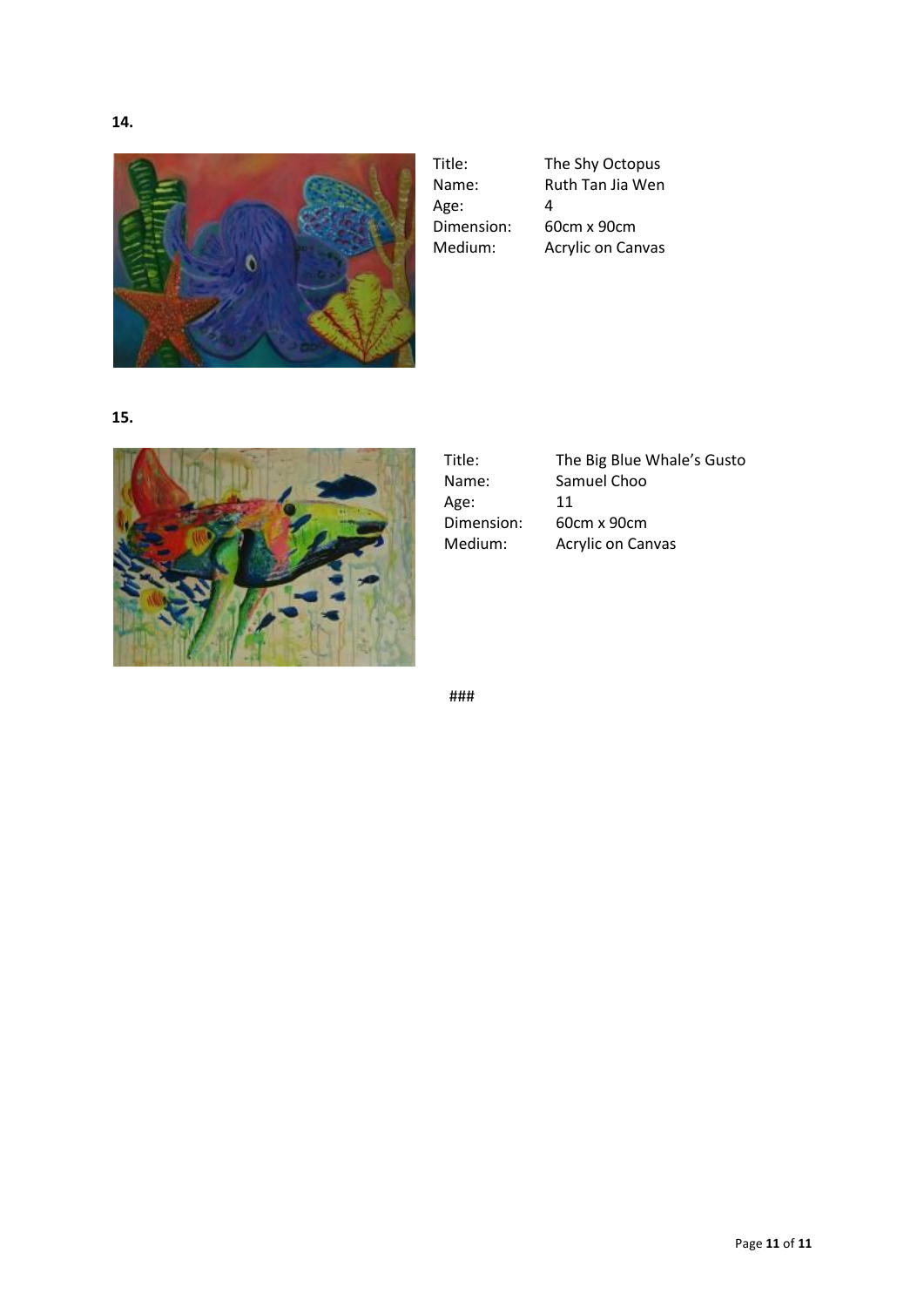**14.**

| | |
|---|---|
| Title: | The Shy Octopus |
| Name: | Ruth Tan Jia Wen |
| Age: | 4 |
| Dimension: | 60cm x 90cm |
| Medium: | Acrylic on Canvas |

**15.**

| | |
|---|---|
| Title: | The Big Blue Whale's Gusto |
| Name: | Samuel Choo |
| Age: | 11 |
| Dimension: | 60cm x 90cm |
| Medium: | Acrylic on Canvas |

###